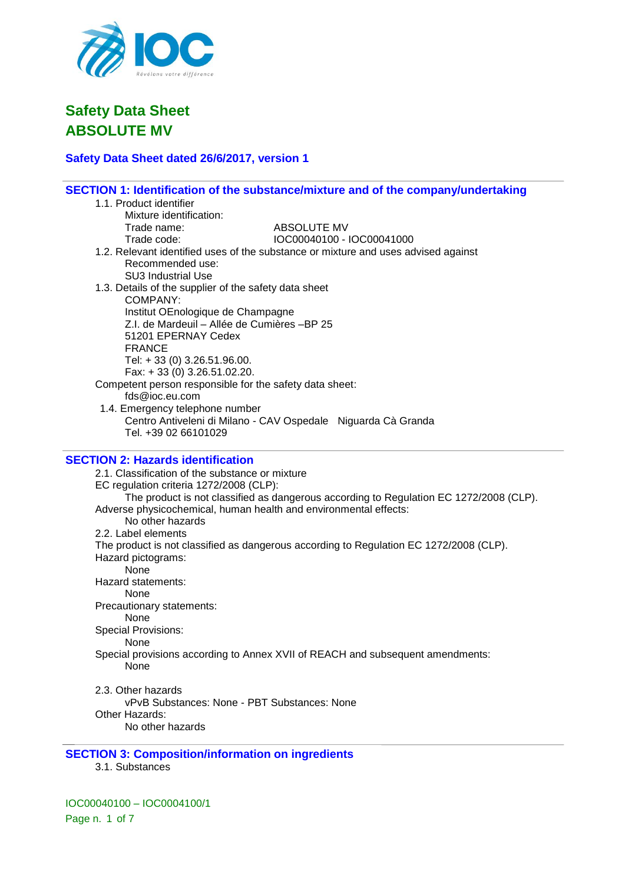# Safety Data Sheet
# ABSOLUTE MV

**Safety Data Sheet dated 26/6/2017, version 1**

## SECTION 1: Identification of the substance/mixture and of the company/undertaking

1.1. Product identifier

Mixture identification:

Trade name: ABSOLUTE MV

Trade code: IOC00040100 - IOC00041000

1.2. Relevant identified uses of the substance or mixture and uses advised against

Recommended use:

SU3 Industrial Use

1.3. Details of the supplier of the safety data sheet

COMPANY:

Institut OEnologique de Champagne

Z.I. de Mardeuil – Allée de Cumières –BP 25

51201 EPERNAY Cedex

FRANCE

Tel: + 33 (0) 3.26.51.96.00.

Fax: + 33 (0) 3.26.51.02.20.

Competent person responsible for the safety data sheet:

fds@ioc.eu.com

1.4. Emergency telephone number

Centro Antiveleni di Milano - CAV Ospedale Niguarda Cà Granda

Tel. +39 02 66101029

## SECTION 2: Hazards identification

2.1. Classification of the substance or mixture

EC regulation criteria 1272/2008 (CLP):

The product is not classified as dangerous according to Regulation EC 1272/2008 (CLP).

Adverse physicochemical, human health and environmental effects:

No other hazards

2.2. Label elements

The product is not classified as dangerous according to Regulation EC 1272/2008 (CLP).

Hazard pictograms:

None

Hazard statements:

None

Precautionary statements:

None

Special Provisions:

None

Special provisions according to Annex XVII of REACH and subsequent amendments:

None

2.3. Other hazards

vPvB Substances: None - PBT Substances: None

Other Hazards:

No other hazards

## SECTION 3: Composition/information on ingredients

3.1. Substances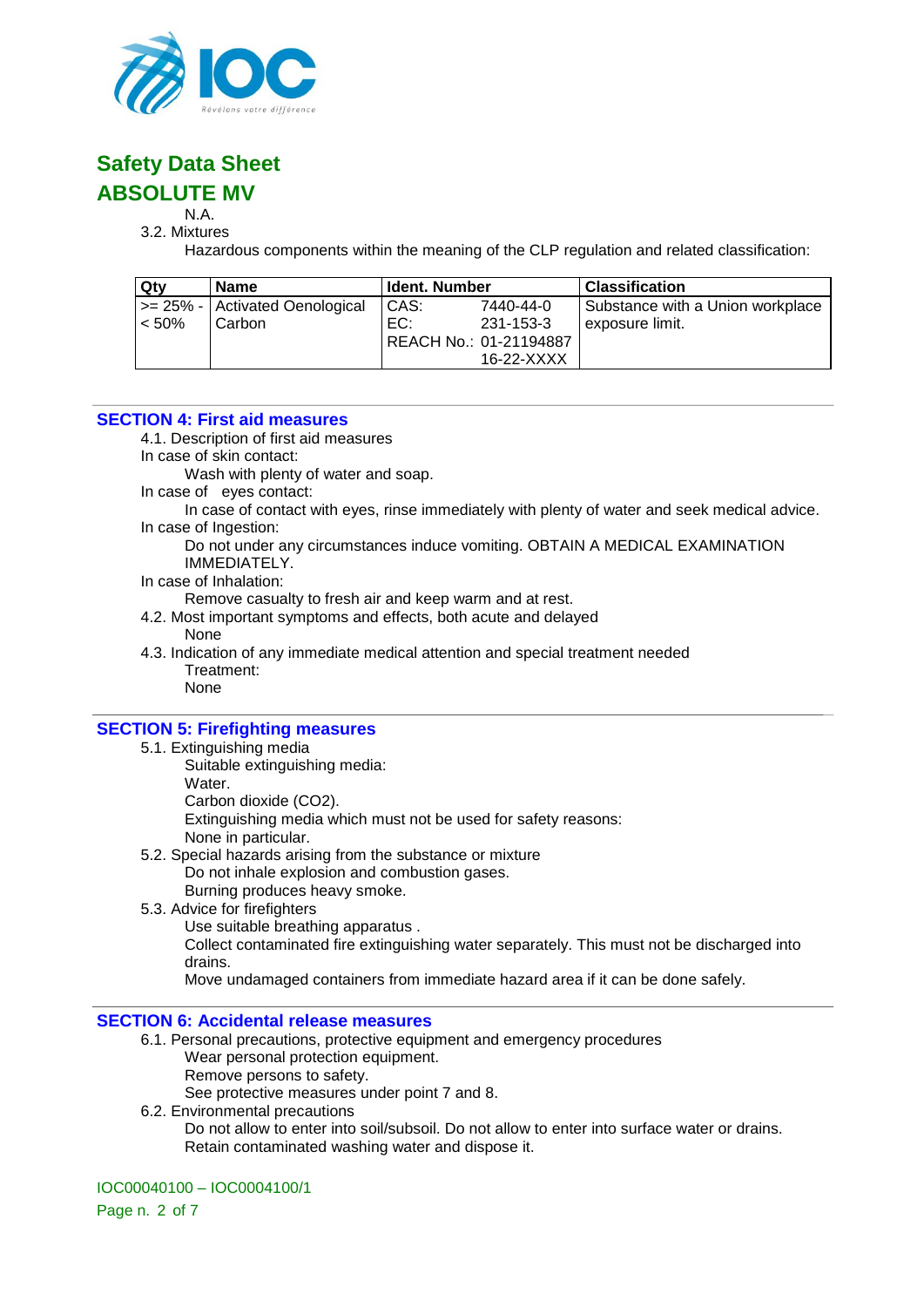N.A.

3.2. Mixtures

Hazardous components within the meaning of the CLP regulation and related classification:

| Qty | Name | Ident. Number | Classification |
|---|---|---|---|
| >= 25% - < 50% | Activated Oenological Carbon | CAS: 7440-44-0<br>EC: 231-153-3<br>REACH No.: 01-2119488716-22-XXXX | Substance with a Union workplace exposure limit. |

## SECTION 4: First aid measures

4.1. Description of first aid measures

In case of skin contact:

Wash with plenty of water and soap.

In case of eyes contact:

In case of contact with eyes, rinse immediately with plenty of water and seek medical advice.

In case of Ingestion:

Do not under any circumstances induce vomiting. OBTAIN A MEDICAL EXAMINATION IMMEDIATELY.

In case of Inhalation:

Remove casualty to fresh air and keep warm and at rest.

4.2. Most important symptoms and effects, both acute and delayed

None

4.3. Indication of any immediate medical attention and special treatment needed

Treatment:

None

## SECTION 5: Firefighting measures

5.1. Extinguishing media

Suitable extinguishing media:

Water.

Carbon dioxide ($CO_2$).

Extinguishing media which must not be used for safety reasons:

None in particular.

5.2. Special hazards arising from the substance or mixture

Do not inhale explosion and combustion gases.

Burning produces heavy smoke.

5.3. Advice for firefighters

Use suitable breathing apparatus .

Collect contaminated fire extinguishing water separately. This must not be discharged into drains.

Move undamaged containers from immediate hazard area if it can be done safely.

## SECTION 6: Accidental release measures

6.1. Personal precautions, protective equipment and emergency procedures

Wear personal protection equipment.

Remove persons to safety.

See protective measures under point 7 and 8.

6.2. Environmental precautions

Do not allow to enter into soil/subsoil. Do not allow to enter into surface water or drains.

Retain contaminated washing water and dispose it.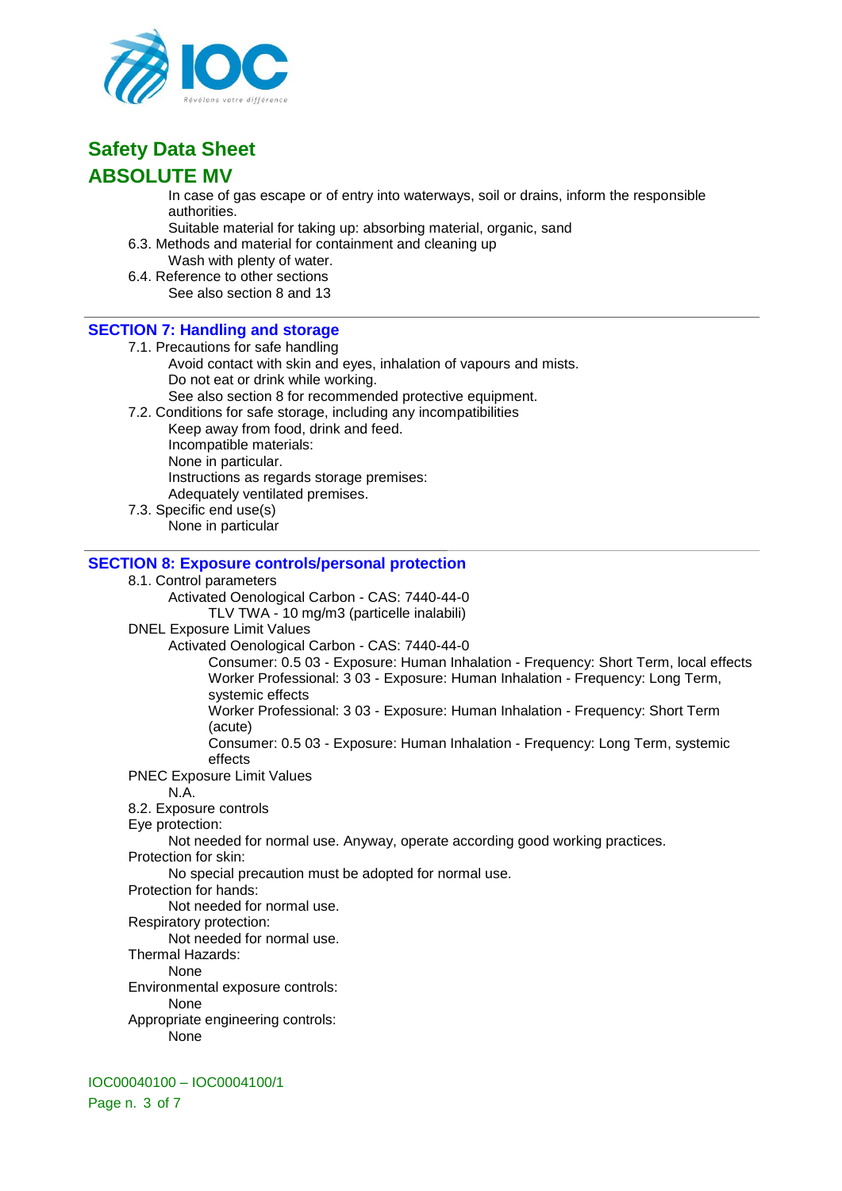In case of gas escape or of entry into waterways, soil or drains, inform the responsible authorities.

Suitable material for taking up: absorbing material, organic, sand

6.3. Methods and material for containment and cleaning up

Wash with plenty of water.

6.4. Reference to other sections

See also section 8 and 13

## SECTION 7: Handling and storage

7.1. Precautions for safe handling

Avoid contact with skin and eyes, inhalation of vapours and mists.
Do not eat or drink while working.
See also section 8 for recommended protective equipment.

7.2. Conditions for safe storage, including any incompatibilities

Keep away from food, drink and feed.
Incompatible materials:
None in particular.
Instructions as regards storage premises:
Adequately ventilated premises.

7.3. Specific end use(s)

None in particular

## SECTION 8: Exposure controls/personal protection

8.1. Control parameters

Activated Oenological Carbon - CAS: 7440-44-0

TLV TWA - 10 mg/m3 (particelle inalabili)

DNEL Exposure Limit Values

Activated Oenological Carbon - CAS: 7440-44-0

Consumer: 0.5 03 - Exposure: Human Inhalation - Frequency: Short Term, local effects
Worker Professional: 3 03 - Exposure: Human Inhalation - Frequency: Long Term, systemic effects
Worker Professional: 3 03 - Exposure: Human Inhalation - Frequency: Short Term (acute)
Consumer: 0.5 03 - Exposure: Human Inhalation - Frequency: Long Term, systemic effects

PNEC Exposure Limit Values

N.A.

8.2. Exposure controls

Eye protection:

Not needed for normal use. Anyway, operate according good working practices.

Protection for skin:

No special precaution must be adopted for normal use.

Protection for hands:

Not needed for normal use.

Respiratory protection:

Not needed for normal use.

Thermal Hazards:

None

Environmental exposure controls:

None

Appropriate engineering controls:

None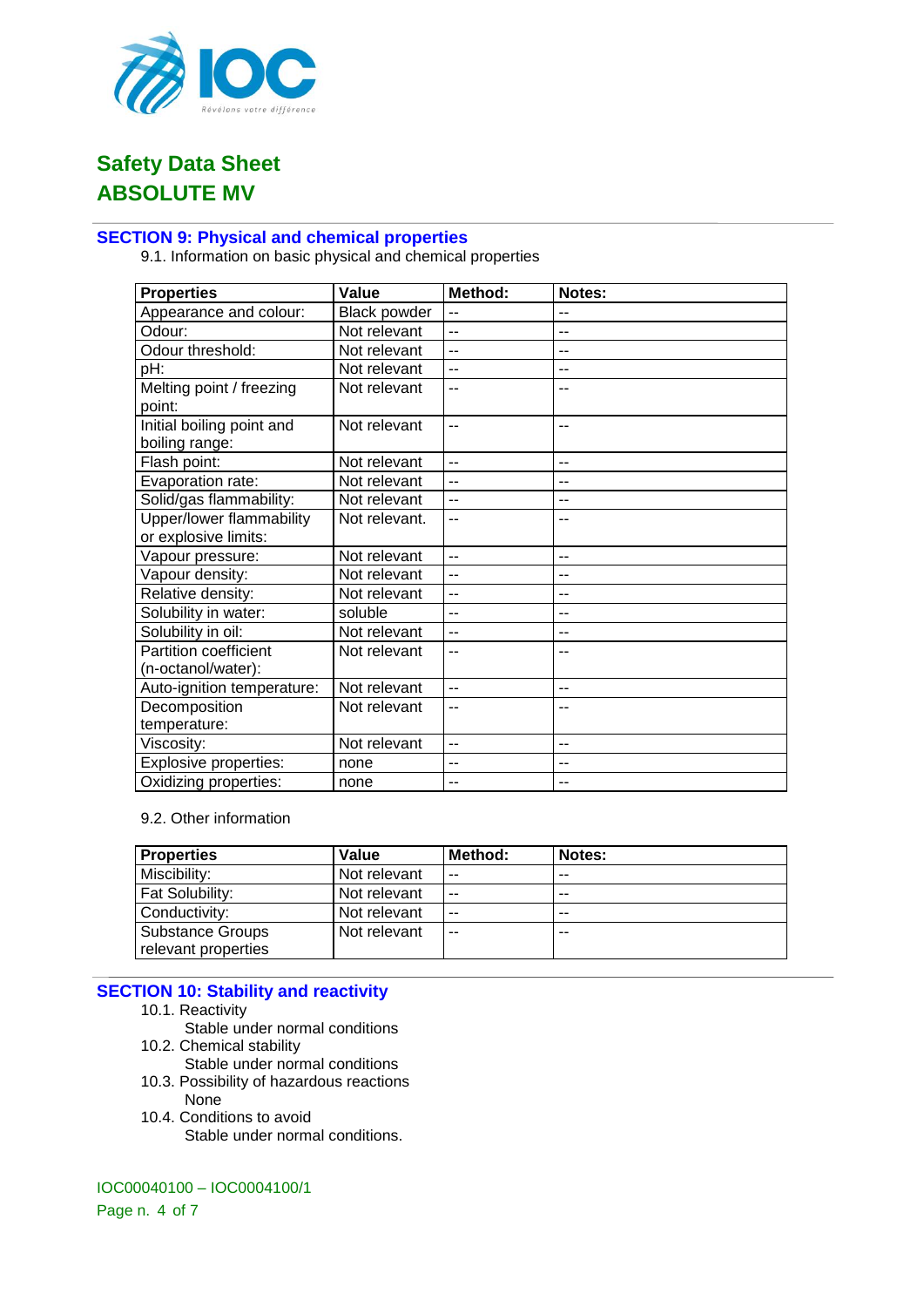# Safety Data Sheet
# ABSOLUTE MV

## SECTION 9: Physical and chemical properties

9.1. Information on basic physical and chemical properties

| Properties | Value | Method: | Notes: |
|---|---|---|---|
| Appearance and colour: | Black powder | -- | -- |
| Odour: | Not relevant | -- | -- |
| Odour threshold: | Not relevant | -- | -- |
| pH: | Not relevant | -- | -- |
| Melting point / freezing point: | Not relevant | -- | -- |
| Initial boiling point and boiling range: | Not relevant | -- | -- |
| Flash point: | Not relevant | -- | -- |
| Evaporation rate: | Not relevant | -- | -- |
| Solid/gas flammability: | Not relevant | -- | -- |
| Upper/lower flammability or explosive limits: | Not relevant. | -- | -- |
| Vapour pressure: | Not relevant | -- | -- |
| Vapour density: | Not relevant | -- | -- |
| Relative density: | Not relevant | -- | -- |
| Solubility in water: | soluble | -- | -- |
| Solubility in oil: | Not relevant | -- | -- |
| Partition coefficient (n-octanol/water): | Not relevant | -- | -- |
| Auto-ignition temperature: | Not relevant | -- | -- |
| Decomposition temperature: | Not relevant | -- | -- |
| Viscosity: | Not relevant | -- | -- |
| Explosive properties: | none | -- | -- |
| Oxidizing properties: | none | -- | -- |

9.2. Other information

| Properties | Value | Method: | Notes: |
|---|---|---|---|
| Miscibility: | Not relevant | -- | -- |
| Fat Solubility: | Not relevant | -- | -- |
| Conductivity: | Not relevant | -- | -- |
| Substance Groups relevant properties | Not relevant | -- | -- |

## SECTION 10: Stability and reactivity

10.1. Reactivity

Stable under normal conditions

10.2. Chemical stability

Stable under normal conditions

10.3. Possibility of hazardous reactions

None

10.4. Conditions to avoid

Stable under normal conditions.

IOC00040100 – IOC0004100/1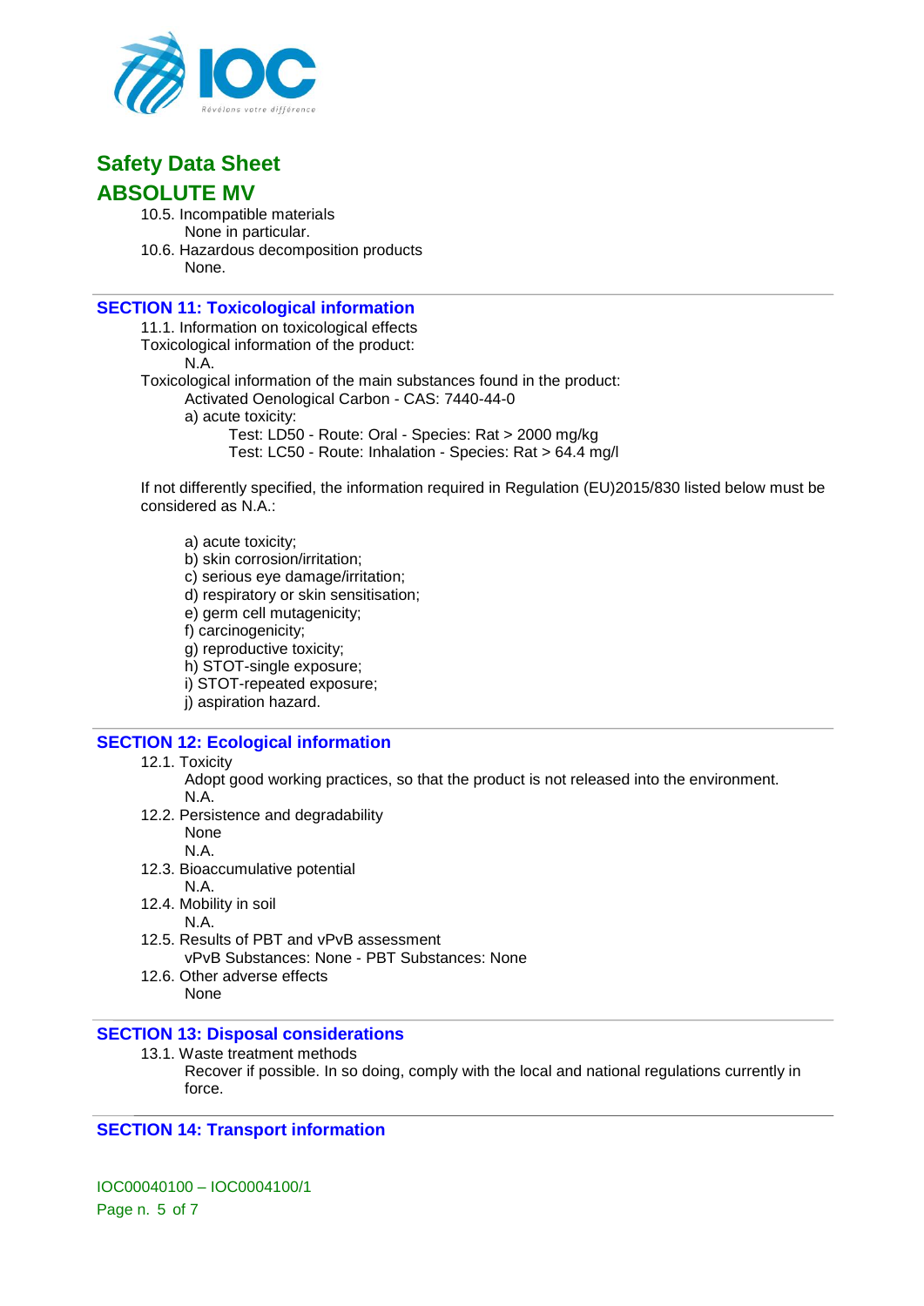10.5. Incompatible materials

None in particular.

10.6. Hazardous decomposition products

None.

## SECTION 11: Toxicological information

11.1. Information on toxicological effects

Toxicological information of the product:

N.A.

Toxicological information of the main substances found in the product:

Activated Oenological Carbon - CAS: 7440-44-0

a) acute toxicity:

Test: LD50 - Route: Oral - Species: Rat > 2000 mg/kg

Test: LC50 - Route: Inhalation - Species: Rat > 64.4 mg/l

If not differently specified, the information required in Regulation (EU)2015/830 listed below must be considered as N.A.:

a) acute toxicity;
b) skin corrosion/irritation;
c) serious eye damage/irritation;
d) respiratory or skin sensitisation;
e) germ cell mutagenicity;
f) carcinogenicity;
g) reproductive toxicity;
h) STOT-single exposure;
i) STOT-repeated exposure;
j) aspiration hazard.

## SECTION 12: Ecological information

12.1. Toxicity

Adopt good working practices, so that the product is not released into the environment.

N.A.

12.2. Persistence and degradability

None

N.A.

12.3. Bioaccumulative potential

N.A.

12.4. Mobility in soil

N.A.

12.5. Results of PBT and vPvB assessment

vPvB Substances: None - PBT Substances: None

12.6. Other adverse effects

None

## SECTION 13: Disposal considerations

13.1. Waste treatment methods

Recover if possible. In so doing, comply with the local and national regulations currently in force.

## SECTION 14: Transport information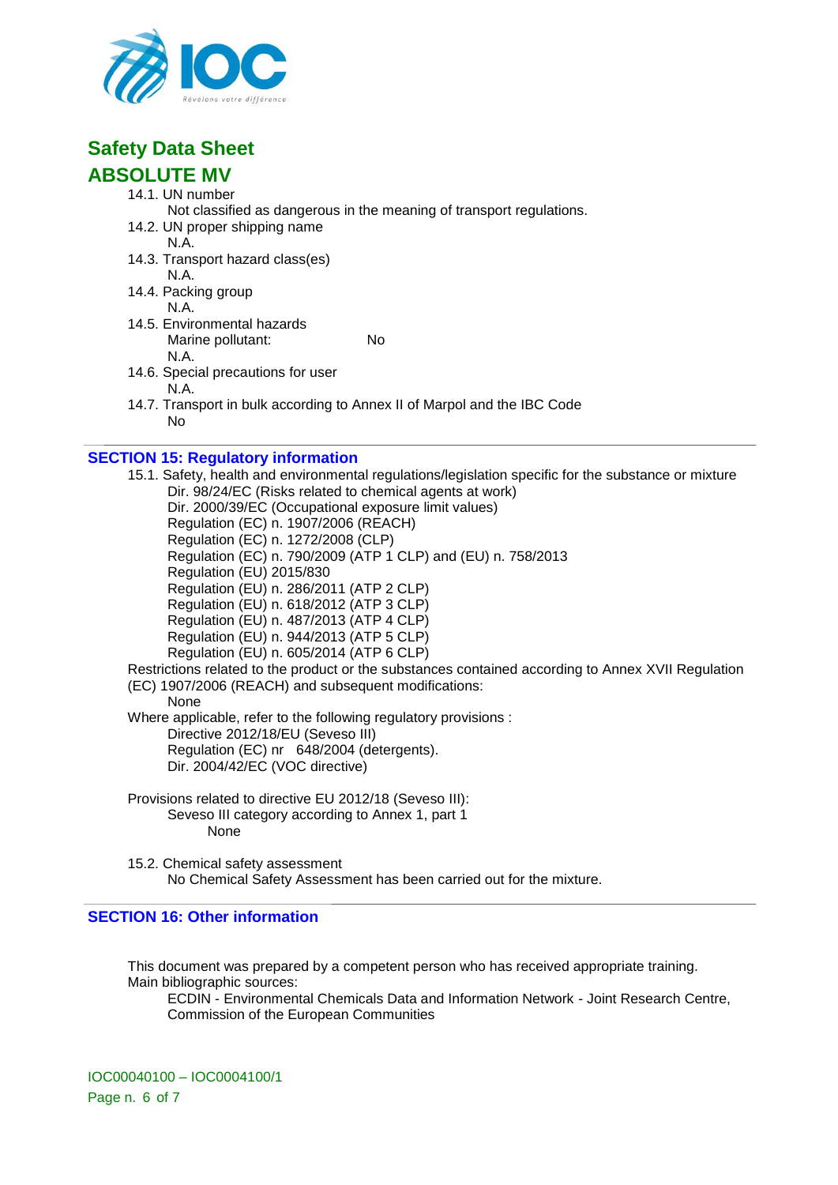14.1. UN number

Not classified as dangerous in the meaning of transport regulations.

14.2. UN proper shipping name

N.A.

14.3. Transport hazard class(es)

N.A.

14.4. Packing group

N.A.

14.5. Environmental hazards

Marine pollutant: No

N.A.

14.6. Special precautions for user

N.A.

14.7. Transport in bulk according to Annex II of Marpol and the IBC Code

No

## SECTION 15: Regulatory information

15.1. Safety, health and environmental regulations/legislation specific for the substance or mixture

- Dir. 98/24/EC (Risks related to chemical agents at work)
- Dir. 2000/39/EC (Occupational exposure limit values)
- Regulation (EC) n. 1907/2006 (REACH)
- Regulation (EC) n. 1272/2008 (CLP)
- Regulation (EC) n. 790/2009 (ATP 1 CLP) and (EU) n. 758/2013
- Regulation (EU) 2015/830
- Regulation (EU) n. 286/2011 (ATP 2 CLP)
- Regulation (EU) n. 618/2012 (ATP 3 CLP)
- Regulation (EU) n. 487/2013 (ATP 4 CLP)
- Regulation (EU) n. 944/2013 (ATP 5 CLP)
- Regulation (EU) n. 605/2014 (ATP 6 CLP)

Restrictions related to the product or the substances contained according to Annex XVII Regulation (EC) 1907/2006 (REACH) and subsequent modifications:

None

Where applicable, refer to the following regulatory provisions :

- Directive 2012/18/EU (Seveso III)
- Regulation (EC) nr 648/2004 (detergents).
- Dir. 2004/42/EC (VOC directive)

Provisions related to directive EU 2012/18 (Seveso III):

Seveso III category according to Annex 1, part 1

None

15.2. Chemical safety assessment

No Chemical Safety Assessment has been carried out for the mixture.

## SECTION 16: Other information

This document was prepared by a competent person who has received appropriate training.

Main bibliographic sources:

ECDIN - Environmental Chemicals Data and Information Network - Joint Research Centre, Commission of the European Communities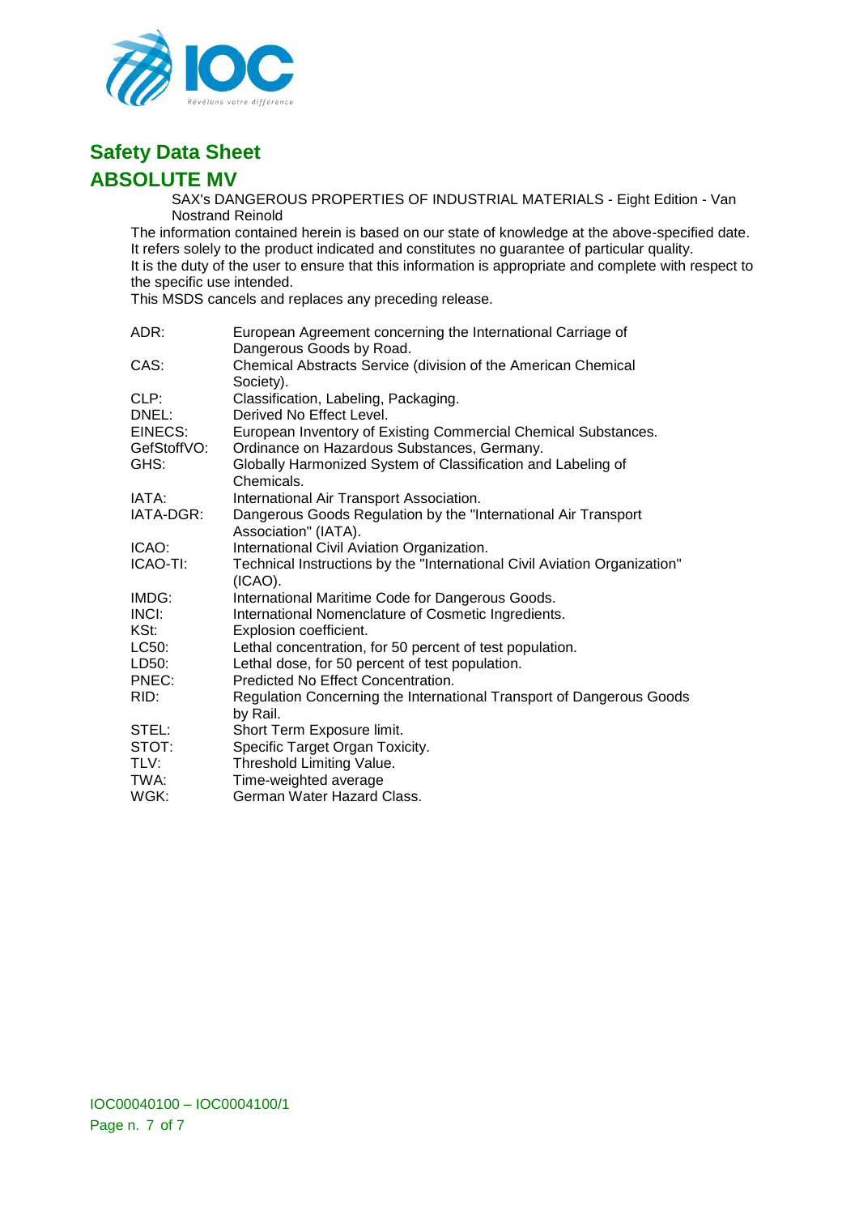# Safety Data Sheet

## ABSOLUTE MV

SAX's DANGEROUS PROPERTIES OF INDUSTRIAL MATERIALS - Eight Edition - Van Nostrand Reinold

The information contained herein is based on our state of knowledge at the above-specified date. It refers solely to the product indicated and constitutes no guarantee of particular quality.
It is the duty of the user to ensure that this information is appropriate and complete with respect to the specific use intended.
This MSDS cancels and replaces any preceding release.

| | |
|---|---|
| ADR: | European Agreement concerning the International Carriage of Dangerous Goods by Road. |
| CAS: | Chemical Abstracts Service (division of the American Chemical Society). |
| CLP: | Classification, Labeling, Packaging. |
| DNEL: | Derived No Effect Level. |
| EINECS: | European Inventory of Existing Commercial Chemical Substances. |
| GefStoffVO: | Ordinance on Hazardous Substances, Germany. |
| GHS: | Globally Harmonized System of Classification and Labeling of Chemicals. |
| IATA: | International Air Transport Association. |
| IATA-DGR: | Dangerous Goods Regulation by the "International Air Transport Association" (IATA). |
| ICAO: | International Civil Aviation Organization. |
| ICAO-TI: | Technical Instructions by the "International Civil Aviation Organization" (ICAO). |
| IMDG: | International Maritime Code for Dangerous Goods. |
| INCI: | International Nomenclature of Cosmetic Ingredients. |
| KSt: | Explosion coefficient. |
| LC50: | Lethal concentration, for 50 percent of test population. |
| LD50: | Lethal dose, for 50 percent of test population. |
| PNEC: | Predicted No Effect Concentration. |
| RID: | Regulation Concerning the International Transport of Dangerous Goods by Rail. |
| STEL: | Short Term Exposure limit. |
| STOT: | Specific Target Organ Toxicity. |
| TLV: | Threshold Limiting Value. |
| TWA: | Time-weighted average |
| WGK: | German Water Hazard Class. |

IOC00040100 – IOC0004100/1